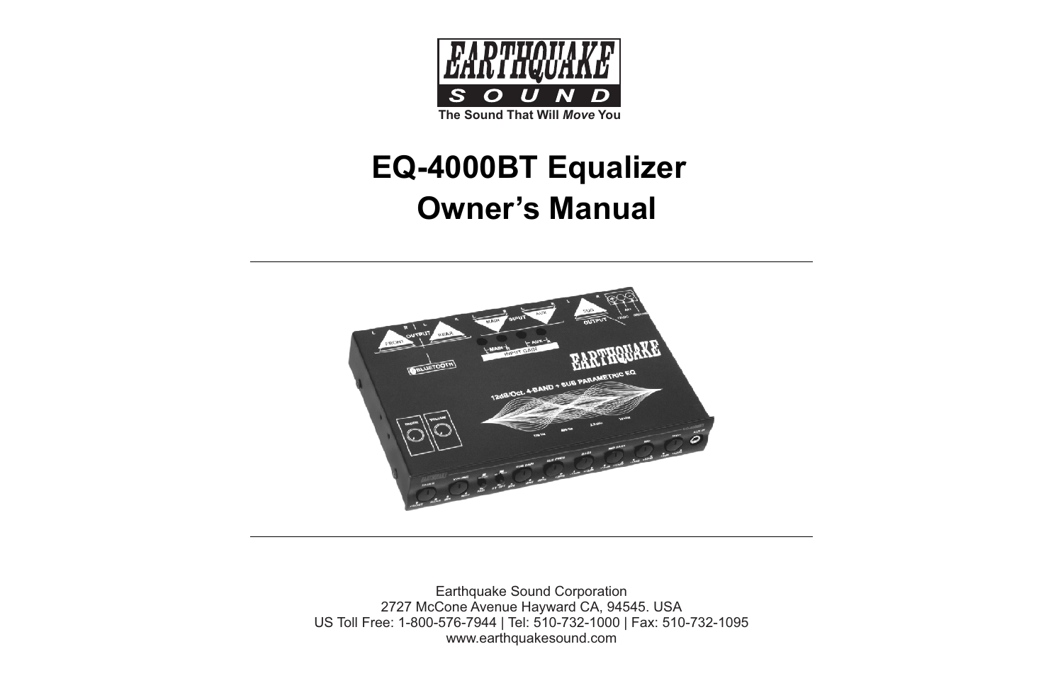EARTHQUAKE SOUND

The Sound That Will *Move* You

# EQ-4000BT Equalizer Owner's Manual

---

---

Earthquake Sound Corporation
2727 McCone Avenue Hayward CA, 94545. USA
US Toll Free: 1-800-576-7944 | Tel: 510-732-1000 | Fax: 510-732-1095
www.earthquakesound.com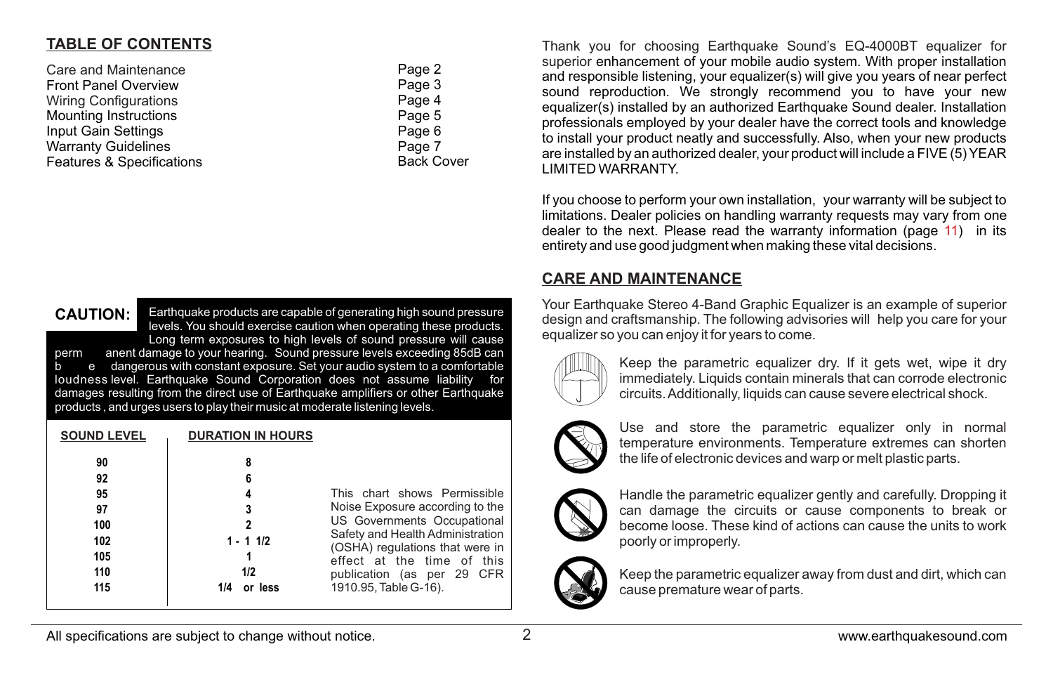## TABLE OF CONTENTS

| | |
|---|---|
| Care and Maintenance | Page 2 |
| Front Panel Overview | Page 3 |
| Wiring Configurations | Page 4 |
| Mounting Instructions | Page 5 |
| Input Gain Settings | Page 6 |
| Warranty Guidelines | Page 7 |
| Features & Specifications | Back Cover |

**CAUTION:** Earthquake products are capable of generating high sound pressure levels. You should exercise caution when operating these products. Long term exposures to high levels of sound pressure will cause permanent damage to your hearing. Sound pressure levels exceeding 85dB can be dangerous with constant exposure. Set your audio system to a comfortable loudness level. Earthquake Sound Corporation does not assume liability for damages resulting from the direct use of Earthquake amplifiers or other Earthquake products , and urges users to play their music at moderate listening levels.

| SOUND LEVEL | DURATION IN HOURS |
|---|---|
| 90 | 8 |
| 92 | 6 |
| 95 | 4 |
| 97 | 3 |
| 100 | 2 |
| 102 | 1 - 1 1/2 |
| 105 | 1 |
| 110 | 1/2 |
| 115 | 1/4 or less |

This chart shows Permissible Noise Exposure according to the US Governments Occupational Safety and Health Administration (OSHA) regulations that were in effect at the time of this publication (as per 29 CFR 1910.95, Table G-16).

Thank you for choosing Earthquake Sound's EQ-4000BT equalizer for superior enhancement of your mobile audio system. With proper installation and responsible listening, your equalizer(s) will give you years of near perfect sound reproduction. We strongly recommend you to have your new equalizer(s) installed by an authorized Earthquake Sound dealer. Installation professionals employed by your dealer have the correct tools and knowledge to install your product neatly and successfully. Also, when your new products are installed by an authorized dealer, your product will include a FIVE (5) YEAR LIMITED WARRANTY.

If you choose to perform your own installation, your warranty will be subject to limitations. Dealer policies on handling warranty requests may vary from one dealer to the next. Please read the warranty information (page 11) in its entirety and use good judgment when making these vital decisions.

## CARE AND MAINTENANCE

Your Earthquake Stereo 4-Band Graphic Equalizer is an example of superior design and craftsmanship. The following advisories will help you care for your equalizer so you can enjoy it for years to come.

Keep the parametric equalizer dry. If it gets wet, wipe it dry immediately. Liquids contain minerals that can corrode electronic circuits. Additionally, liquids can cause severe electrical shock.

Use and store the parametric equalizer only in normal temperature environments. Temperature extremes can shorten the life of electronic devices and warp or melt plastic parts.

Handle the parametric equalizer gently and carefully. Dropping it can damage the circuits or cause components to break or become loose. These kind of actions can cause the units to work poorly or improperly.

Keep the parametric equalizer away from dust and dirt, which can cause premature wear of parts.

All specifications are subject to change without notice.

www.earthquakesound.com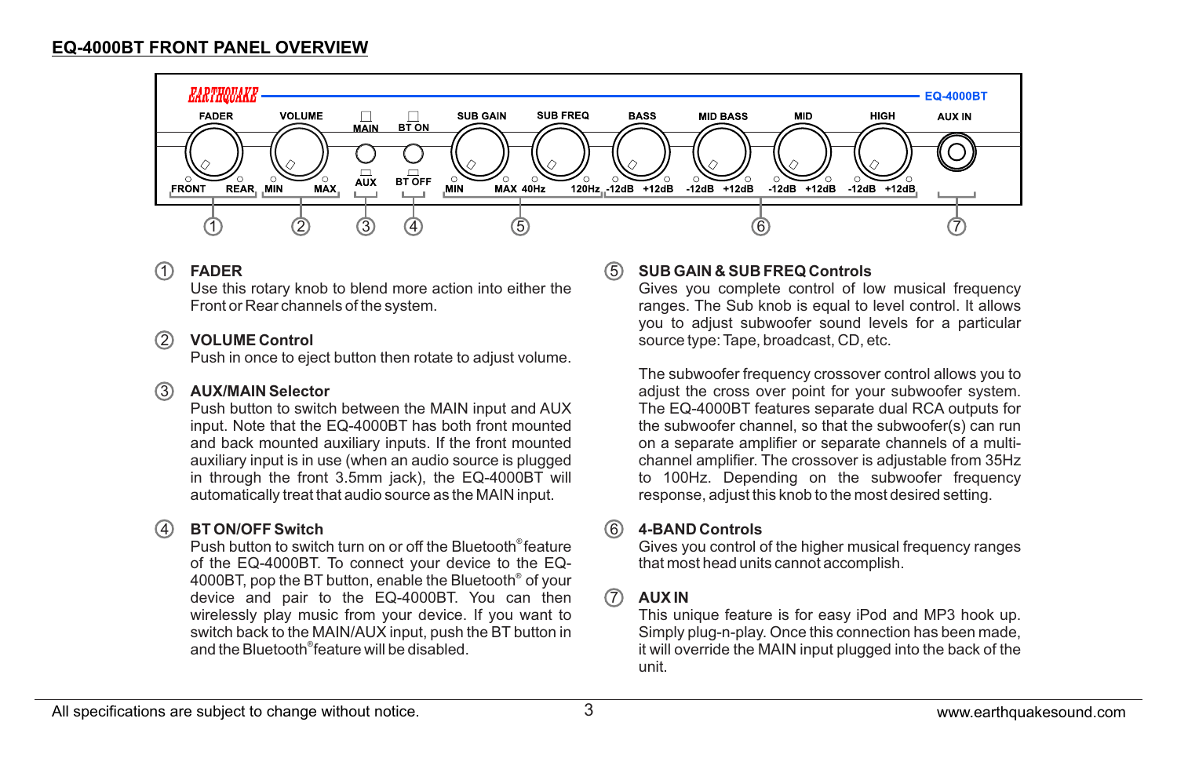# EQ-4000BT FRONT PANEL OVERVIEW

EARTHQUAKE — EQ-4000BT

FADER — FRONT / REAR (1)
VOLUME — MIN / MAX (2)
MAIN / AUX (3)
BT ON / BT OFF (4)
SUB GAIN — MIN / MAX; SUB FREQ — 40Hz / 120Hz (5)
BASS, MID BASS, MID, HIGH — -12dB / +12dB (6)
AUX IN (7)

① **FADER**
Use this rotary knob to blend more action into either the Front or Rear channels of the system.

② **VOLUME Control**
Push in once to eject button then rotate to adjust volume.

③ **AUX/MAIN Selector**
Push button to switch between the MAIN input and AUX input. Note that the EQ-4000BT has both front mounted and back mounted auxiliary inputs. If the front mounted auxiliary input is in use (when an audio source is plugged in through the front 3.5mm jack), the EQ-4000BT will automatically treat that audio source as the MAIN input.

④ **BT ON/OFF Switch**
Push button to switch turn on or off the Bluetooth® feature of the EQ-4000BT. To connect your device to the EQ-4000BT, pop the BT button, enable the Bluetooth® of your device and pair to the EQ-4000BT. You can then wirelessly play music from your device. If you want to switch back to the MAIN/AUX input, push the BT button in and the Bluetooth® feature will be disabled.

⑤ **SUB GAIN & SUB FREQ Controls**
Gives you complete control of low musical frequency ranges. The Sub knob is equal to level control. It allows you to adjust subwoofer sound levels for a particular source type: Tape, broadcast, CD, etc.

The subwoofer frequency crossover control allows you to adjust the cross over point for your subwoofer system. The EQ-4000BT features separate dual RCA outputs for the subwoofer channel, so that the subwoofer(s) can run on a separate amplifier or separate channels of a multi-channel amplifier. The crossover is adjustable from 35Hz to 100Hz. Depending on the subwoofer frequency response, adjust this knob to the most desired setting.

⑥ **4-BAND Controls**
Gives you control of the higher musical frequency ranges that most head units cannot accomplish.

⑦ **AUX IN**
This unique feature is for easy iPod and MP3 hook up. Simply plug-n-play. Once this connection has been made, it will override the MAIN input plugged into the back of the unit.

All specifications are subject to change without notice. www.earthquakesound.com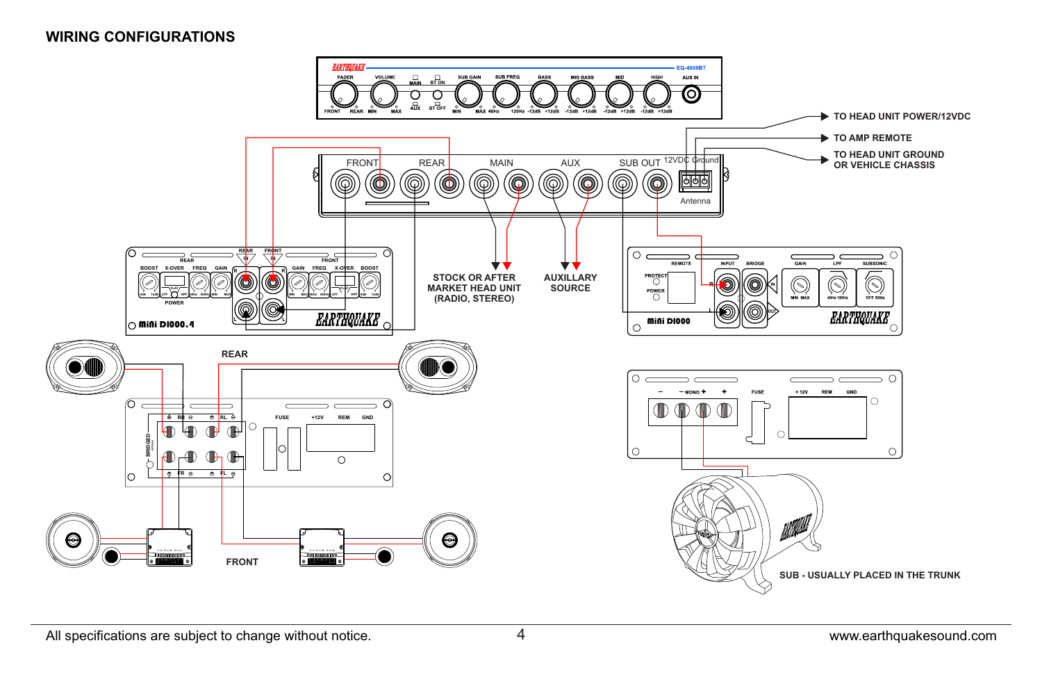# WIRING CONFIGURATIONS

TO HEAD UNIT POWER/12VDC

TO AMP REMOTE

TO HEAD UNIT GROUND OR VEHICLE CHASSIS

STOCK OR AFTER MARKET HEAD UNIT (RADIO, STEREO)

AUXILLARY SOURCE

REAR

FRONT

SUB - USUALLY PLACED IN THE TRUNK

All specifications are subject to change without notice.

www.earthquakesound.com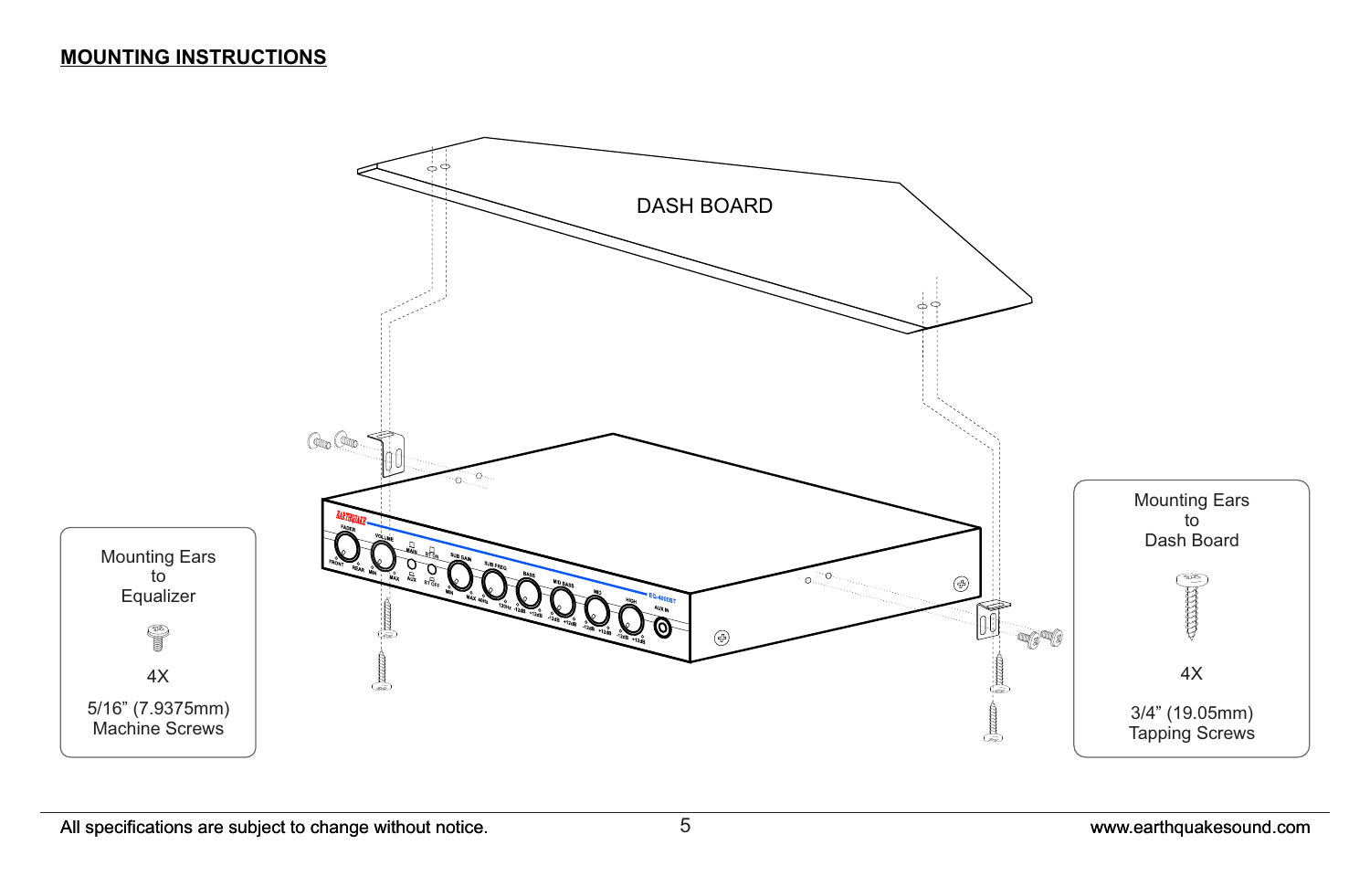## MOUNTING INSTRUCTIONS

DASH BOARD

Mounting Ears to Equalizer

4X

5/16" (7.9375mm) Machine Screws

Mounting Ears to Dash Board

4X

3/4" (19.05mm) Tapping Screws

All specifications are subject to change without notice.

www.earthquakesound.com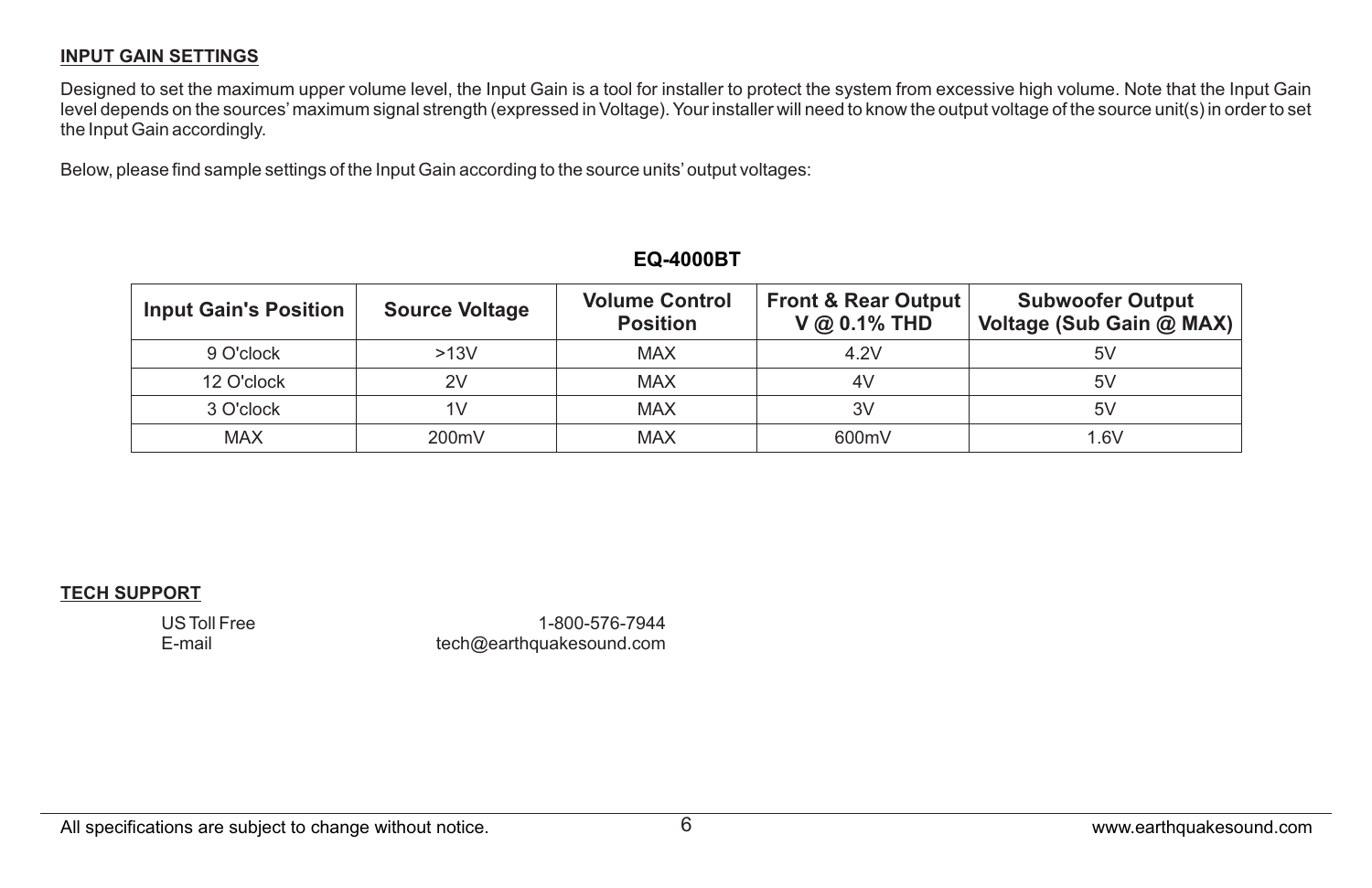## INPUT GAIN SETTINGS

Designed to set the maximum upper volume level, the Input Gain is a tool for installer to protect the system from excessive high volume. Note that the Input Gain level depends on the sources' maximum signal strength (expressed in Voltage). Your installer will need to know the output voltage of the source unit(s) in order to set the Input Gain accordingly.

Below, please find sample settings of the Input Gain according to the source units' output voltages:

**EQ-4000BT**

| Input Gain's Position | Source Voltage | Volume Control Position | Front & Rear Output V @ 0.1% THD | Subwoofer Output Voltage (Sub Gain @ MAX) |
|---|---|---|---|---|
| 9 O'clock | >13V | MAX | 4.2V | 5V |
| 12 O'clock | 2V | MAX | 4V | 5V |
| 3 O'clock | 1V | MAX | 3V | 5V |
| MAX | 200mV | MAX | 600mV | 1.6V |

## TECH SUPPORT

US Toll Free 1-800-576-7944
E-mail tech@earthquakesound.com

All specifications are subject to change without notice.

www.earthquakesound.com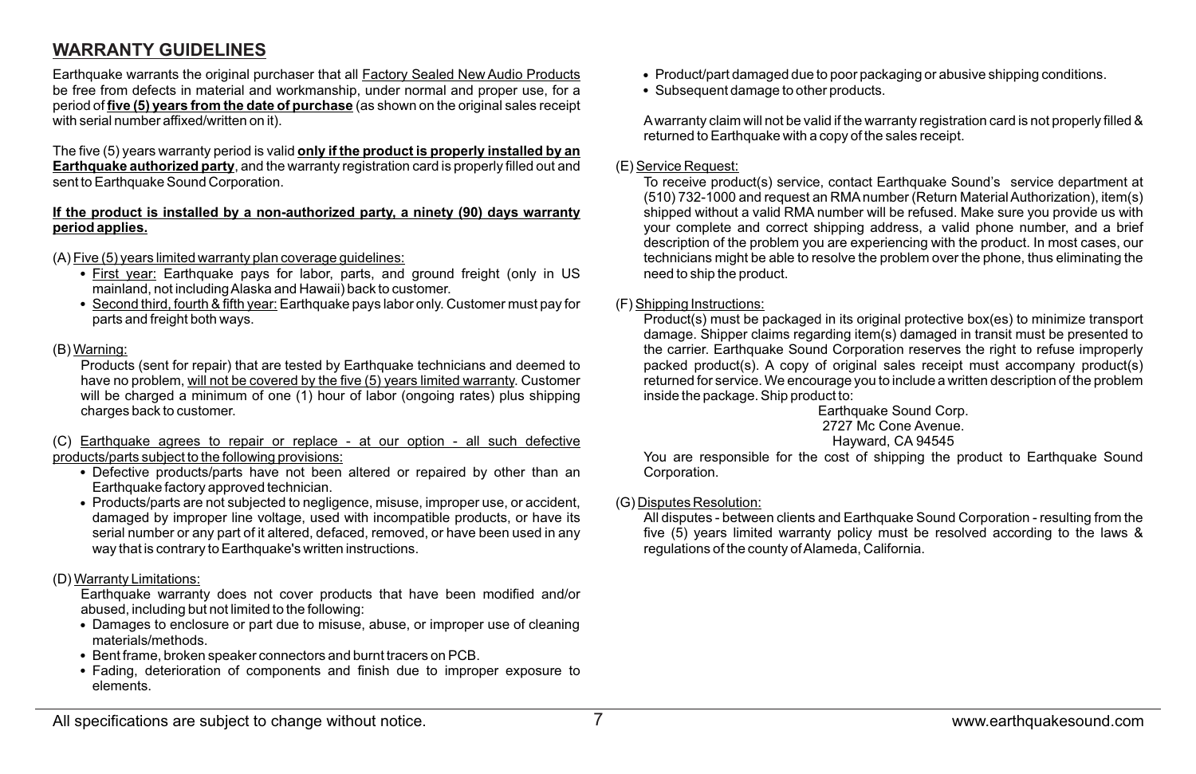## WARRANTY GUIDELINES

Earthquake warrants the original purchaser that all Factory Sealed New Audio Products be free from defects in material and workmanship, under normal and proper use, for a period of **five (5) years from the date of purchase** (as shown on the original sales receipt with serial number affixed/written on it).

The five (5) years warranty period is valid **only if the product is properly installed by an Earthquake authorized party**, and the warranty registration card is properly filled out and sent to Earthquake Sound Corporation.

**If the product is installed by a non-authorized party, a ninety (90) days warranty period applies.**

(A) Five (5) years limited warranty plan coverage guidelines:

- First year: Earthquake pays for labor, parts, and ground freight (only in US mainland, not including Alaska and Hawaii) back to customer.
- Second third, fourth & fifth year: Earthquake pays labor only. Customer must pay for parts and freight both ways.

(B) Warning:

Products (sent for repair) that are tested by Earthquake technicians and deemed to have no problem, will not be covered by the five (5) years limited warranty. Customer will be charged a minimum of one (1) hour of labor (ongoing rates) plus shipping charges back to customer.

(C) Earthquake agrees to repair or replace - at our option - all such defective products/parts subject to the following provisions:

- Defective products/parts have not been altered or repaired by other than an Earthquake factory approved technician.
- Products/parts are not subjected to negligence, misuse, improper use, or accident, damaged by improper line voltage, used with incompatible products, or have its serial number or any part of it altered, defaced, removed, or have been used in any way that is contrary to Earthquake's written instructions.

(D) Warranty Limitations:

Earthquake warranty does not cover products that have been modified and/or abused, including but not limited to the following:

- Damages to enclosure or part due to misuse, abuse, or improper use of cleaning materials/methods.
- Bent frame, broken speaker connectors and burnt tracers on PCB.
- Fading, deterioration of components and finish due to improper exposure to elements.
- Product/part damaged due to poor packaging or abusive shipping conditions.
- Subsequent damage to other products.

A warranty claim will not be valid if the warranty registration card is not properly filled & returned to Earthquake with a copy of the sales receipt.

(E) Service Request:

To receive product(s) service, contact Earthquake Sound's service department at (510) 732-1000 and request an RMA number (Return Material Authorization), item(s) shipped without a valid RMA number will be refused. Make sure you provide us with your complete and correct shipping address, a valid phone number, and a brief description of the problem you are experiencing with the product. In most cases, our technicians might be able to resolve the problem over the phone, thus eliminating the need to ship the product.

(F) Shipping Instructions:

Product(s) must be packaged in its original protective box(es) to minimize transport damage. Shipper claims regarding item(s) damaged in transit must be presented to the carrier. Earthquake Sound Corporation reserves the right to refuse improperly packed product(s). A copy of original sales receipt must accompany product(s) returned for service. We encourage you to include a written description of the problem inside the package. Ship product to:

Earthquake Sound Corp.
2727 Mc Cone Avenue.
Hayward, CA 94545

You are responsible for the cost of shipping the product to Earthquake Sound Corporation.

(G) Disputes Resolution:

All disputes - between clients and Earthquake Sound Corporation - resulting from the five (5) years limited warranty policy must be resolved according to the laws & regulations of the county of Alameda, California.

All specifications are subject to change without notice.

www.earthquakesound.com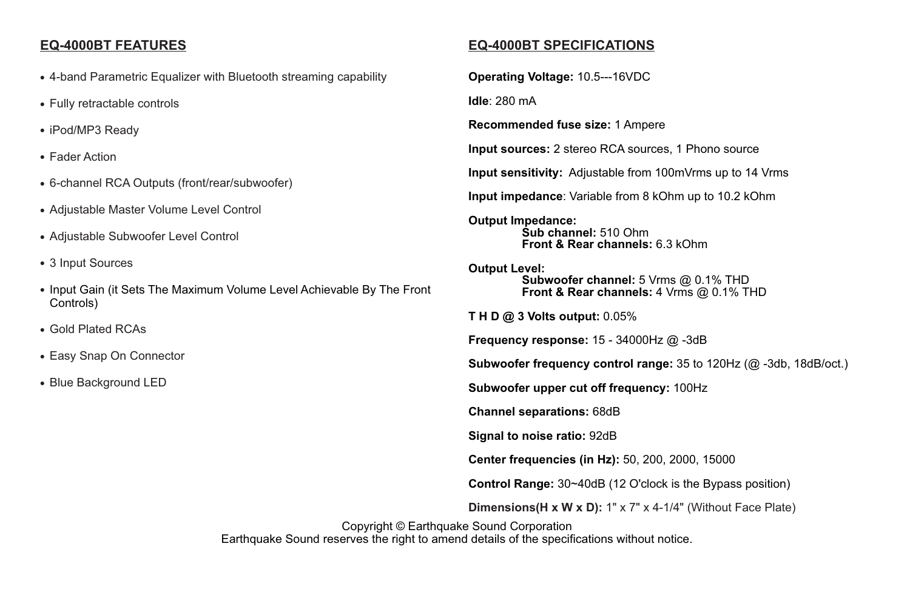## EQ-4000BT FEATURES

- 4-band Parametric Equalizer with Bluetooth streaming capability
- Fully retractable controls
- iPod/MP3 Ready
- Fader Action
- 6-channel RCA Outputs (front/rear/subwoofer)
- Adjustable Master Volume Level Control
- Adjustable Subwoofer Level Control
- 3 Input Sources
- Input Gain (it Sets The Maximum Volume Level Achievable By The Front Controls)
- Gold Plated RCAs
- Easy Snap On Connector
- Blue Background LED

## EQ-4000BT SPECIFICATIONS

**Operating Voltage:** 10.5---16VDC

**Idle**: 280 mA

**Recommended fuse size:** 1 Ampere

**Input sources:** 2 stereo RCA sources, 1 Phono source

**Input sensitivity:** Adjustable from 100mVrms up to 14 Vrms

**Input impedance**: Variable from 8 kOhm up to 10.2 kOhm

**Output Impedance:**
- **Sub channel:** 510 Ohm
- **Front & Rear channels:** 6.3 kOhm

**Output Level:**
- **Subwoofer channel:** 5 Vrms @ 0.1% THD
- **Front & Rear channels:** 4 Vrms @ 0.1% THD

**T H D @ 3 Volts output:** 0.05%

**Frequency response:** 15 - 34000Hz @ -3dB

**Subwoofer frequency control range:** 35 to 120Hz (@ -3db, 18dB/oct.)

**Subwoofer upper cut off frequency:** 100Hz

**Channel separations:** 68dB

**Signal to noise ratio:** 92dB

**Center frequencies (in Hz):** 50, 200, 2000, 15000

**Control Range:** 30~40dB (12 O'clock is the Bypass position)

**Dimensions(H x W x D):** 1" x 7" x 4-1/4" (Without Face Plate)

Copyright © Earthquake Sound Corporation
Earthquake Sound reserves the right to amend details of the specifications without notice.